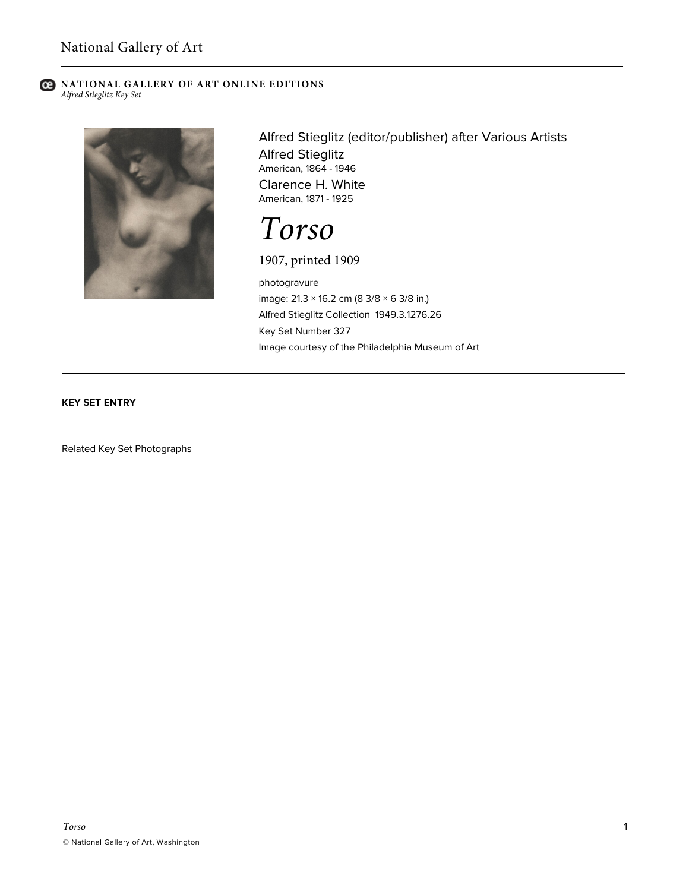National Gallery of Art

**NATIONAL GALLERY OF ART ONLINE EDITIONS**
*Alfred Stieglitz Key Set*

Alfred Stieglitz (editor/publisher) after Various Artists
Alfred Stieglitz
American, 1864 - 1946
Clarence H. White
American, 1871 - 1925

# *Torso*

1907, printed 1909

photogravure
image: 21.3 × 16.2 cm (8 3/8 × 6 3/8 in.)
Alfred Stieglitz Collection 1949.3.1276.26
Key Set Number 327
Image courtesy of the Philadelphia Museum of Art

**KEY SET ENTRY**

Related Key Set Photographs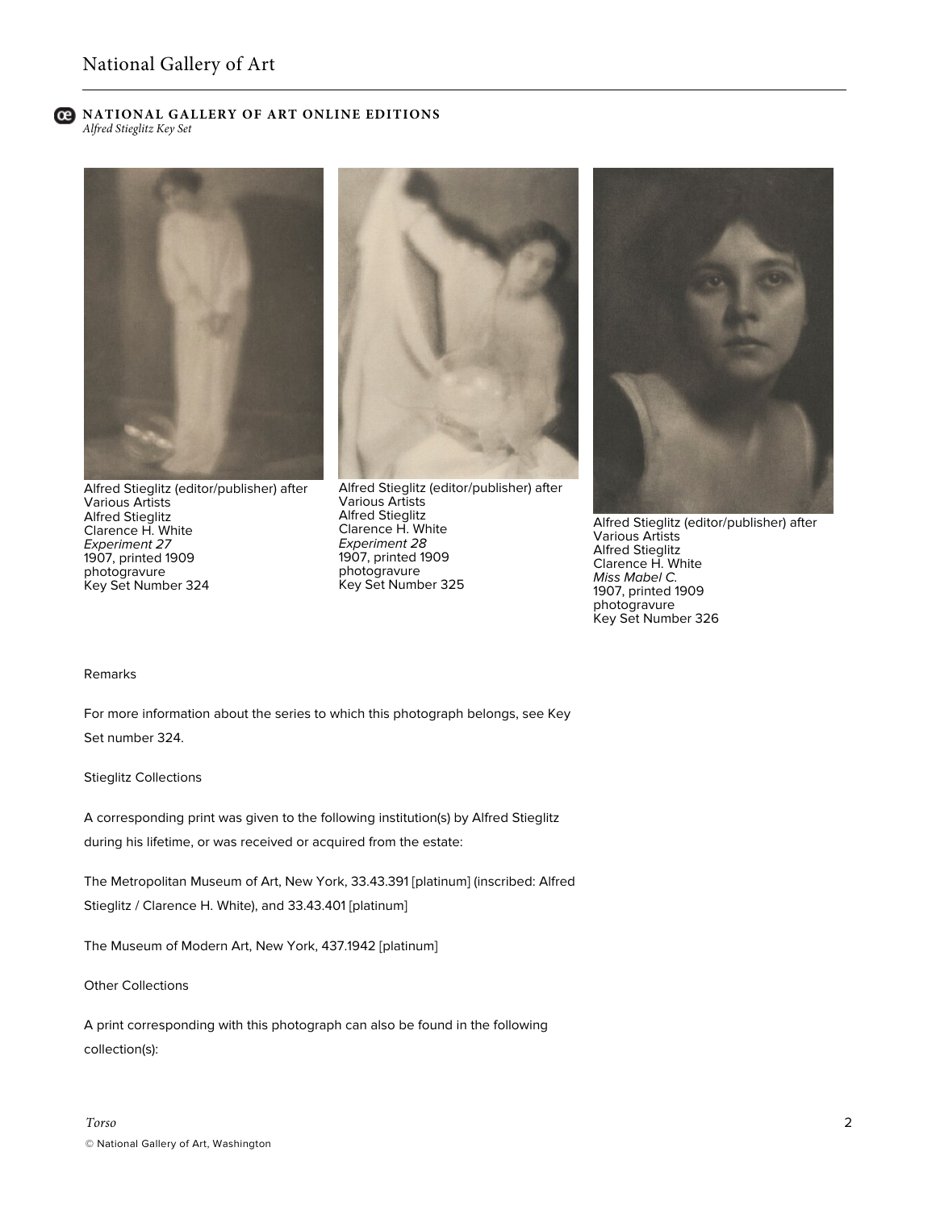Alfred Stieglitz (editor/publisher) after Various Artists
Alfred Stieglitz
Clarence H. White
*Experiment 27*
1907, printed 1909
photogravure
Key Set Number 324

Alfred Stieglitz (editor/publisher) after Various Artists
Alfred Stieglitz
Clarence H. White
*Experiment 28*
1907, printed 1909
photogravure
Key Set Number 325

Alfred Stieglitz (editor/publisher) after Various Artists
Alfred Stieglitz
Clarence H. White
*Miss Mabel C.*
1907, printed 1909
photogravure
Key Set Number 326

Remarks

For more information about the series to which this photograph belongs, see Key Set number 324.

Stieglitz Collections

A corresponding print was given to the following institution(s) by Alfred Stieglitz during his lifetime, or was received or acquired from the estate:

The Metropolitan Museum of Art, New York, 33.43.391 [platinum] (inscribed: Alfred Stieglitz / Clarence H. White), and 33.43.401 [platinum]

The Museum of Modern Art, New York, 437.1942 [platinum]

Other Collections

A print corresponding with this photograph can also be found in the following collection(s):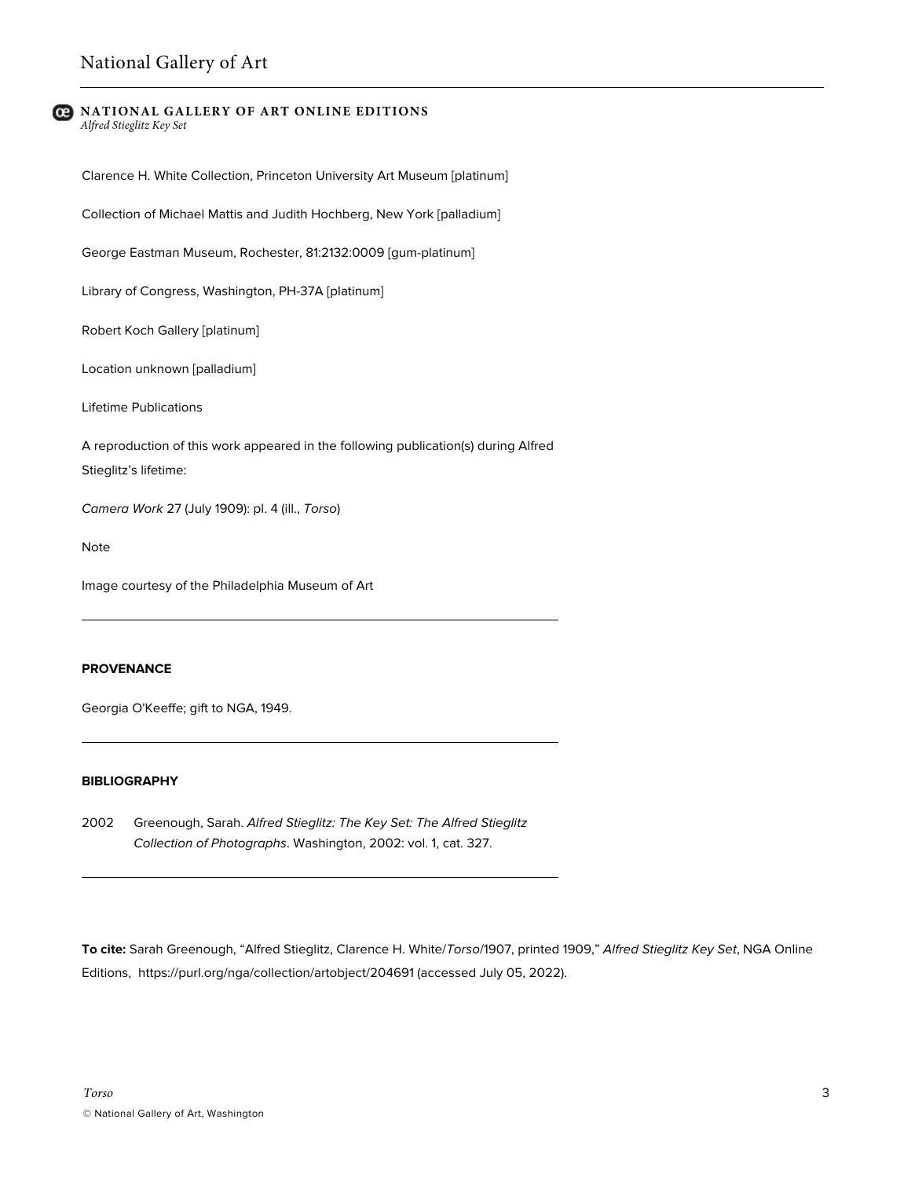Clarence H. White Collection, Princeton University Art Museum [platinum]

Collection of Michael Mattis and Judith Hochberg, New York [palladium]

George Eastman Museum, Rochester, 81:2132:0009 [gum-platinum]

Library of Congress, Washington, PH-37A [platinum]

Robert Koch Gallery [platinum]

Location unknown [palladium]

Lifetime Publications

A reproduction of this work appeared in the following publication(s) during Alfred Stieglitz's lifetime:

*Camera Work* 27 (July 1909): pl. 4 (ill., *Torso*)

Note

Image courtesy of the Philadelphia Museum of Art

---

**PROVENANCE**

Georgia O'Keeffe; gift to NGA, 1949.

---

**BIBLIOGRAPHY**

2002 Greenough, Sarah. *Alfred Stieglitz: The Key Set: The Alfred Stieglitz Collection of Photographs*. Washington, 2002: vol. 1, cat. 327.

---

**To cite:** Sarah Greenough, "Alfred Stieglitz, Clarence H. White/*Torso*/1907, printed 1909," *Alfred Stieglitz Key Set*, NGA Online Editions, https://purl.org/nga/collection/artobject/204691 (accessed July 05, 2022).